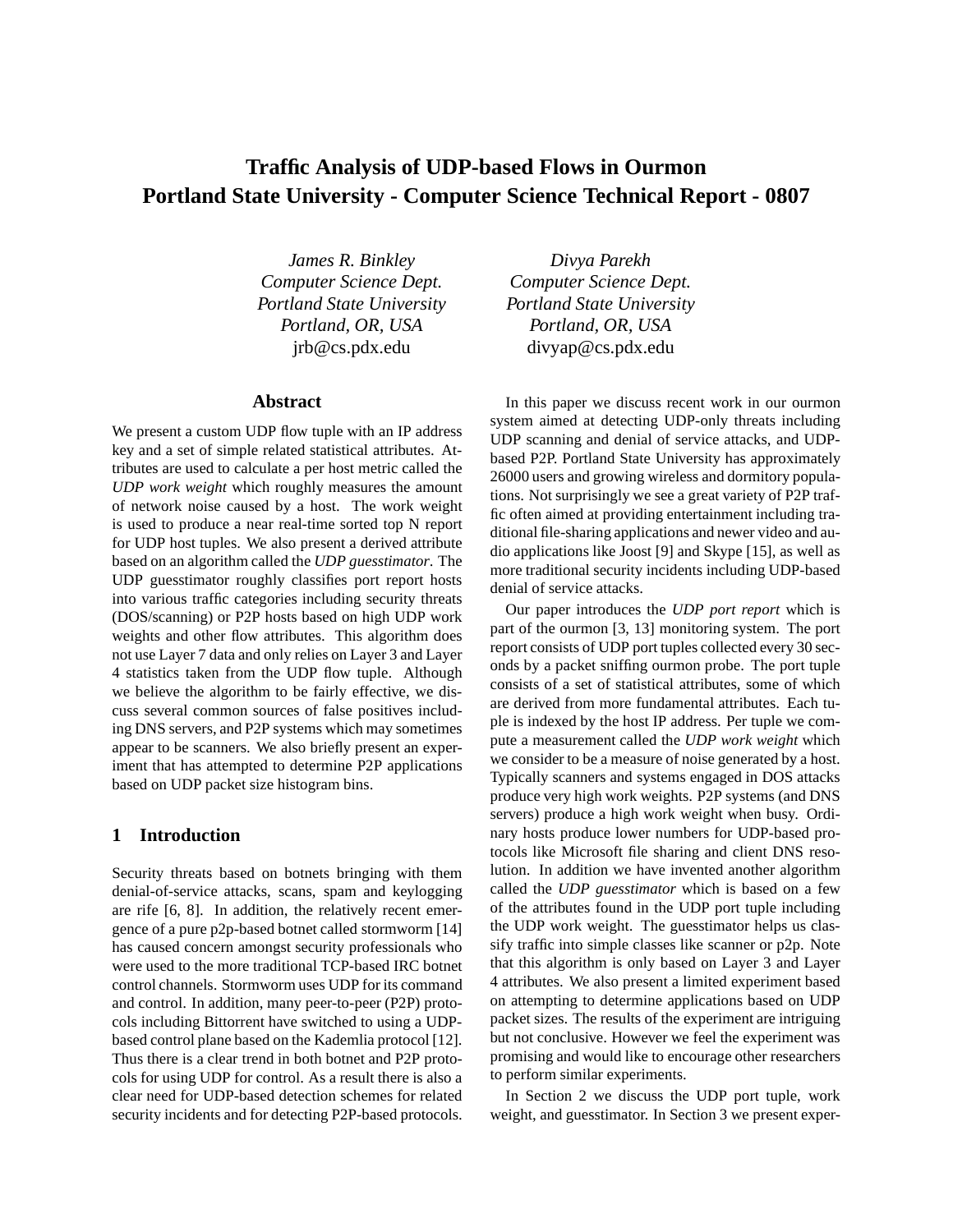# Traffic Analysis of UDP-based Flows in Ourmon
# Portland State University - Computer Science Technical Report - 0807

*James R. Binkley*
*Computer Science Dept.*
*Portland State University*
*Portland, OR, USA*
jrb@cs.pdx.edu

*Divya Parekh*
*Computer Science Dept.*
*Portland State University*
*Portland, OR, USA*
divyap@cs.pdx.edu

## Abstract

We present a custom UDP flow tuple with an IP address key and a set of simple related statistical attributes. Attributes are used to calculate a per host metric called the *UDP work weight* which roughly measures the amount of network noise caused by a host. The work weight is used to produce a near real-time sorted top N report for UDP host tuples. We also present a derived attribute based on an algorithm called the *UDP guesstimator*. The UDP guesstimator roughly classifies port report hosts into various traffic categories including security threats (DOS/scanning) or P2P hosts based on high UDP work weights and other flow attributes. This algorithm does not use Layer 7 data and only relies on Layer 3 and Layer 4 statistics taken from the UDP flow tuple. Although we believe the algorithm to be fairly effective, we discuss several common sources of false positives including DNS servers, and P2P systems which may sometimes appear to be scanners. We also briefly present an experiment that has attempted to determine P2P applications based on UDP packet size histogram bins.

## 1 Introduction

Security threats based on botnets bringing with them denial-of-service attacks, scans, spam and keylogging are rife [6, 8]. In addition, the relatively recent emergence of a pure p2p-based botnet called stormworm [14] has caused concern amongst security professionals who were used to the more traditional TCP-based IRC botnet control channels. Stormworm uses UDP for its command and control. In addition, many peer-to-peer (P2P) protocols including Bittorrent have switched to using a UDP-based control plane based on the Kademlia protocol [12]. Thus there is a clear trend in both botnet and P2P protocols for using UDP for control. As a result there is also a clear need for UDP-based detection schemes for related security incidents and for detecting P2P-based protocols.

In this paper we discuss recent work in our ourmon system aimed at detecting UDP-only threats including UDP scanning and denial of service attacks, and UDP-based P2P. Portland State University has approximately 26000 users and growing wireless and dormitory populations. Not surprisingly we see a great variety of P2P traffic often aimed at providing entertainment including traditional file-sharing applications and newer video and audio applications like Joost [9] and Skype [15], as well as more traditional security incidents including UDP-based denial of service attacks.

Our paper introduces the *UDP port report* which is part of the ourmon [3, 13] monitoring system. The port report consists of UDP port tuples collected every 30 seconds by a packet sniffing ourmon probe. The port tuple consists of a set of statistical attributes, some of which are derived from more fundamental attributes. Each tuple is indexed by the host IP address. Per tuple we compute a measurement called the *UDP work weight* which we consider to be a measure of noise generated by a host. Typically scanners and systems engaged in DOS attacks produce very high work weights. P2P systems (and DNS servers) produce a high work weight when busy. Ordinary hosts produce lower numbers for UDP-based protocols like Microsoft file sharing and client DNS resolution. In addition we have invented another algorithm called the *UDP guesstimator* which is based on a few of the attributes found in the UDP port tuple including the UDP work weight. The guesstimator helps us classify traffic into simple classes like scanner or p2p. Note that this algorithm is only based on Layer 3 and Layer 4 attributes. We also present a limited experiment based on attempting to determine applications based on UDP packet sizes. The results of the experiment are intriguing but not conclusive. However we feel the experiment was promising and would like to encourage other researchers to perform similar experiments.

In Section 2 we discuss the UDP port tuple, work weight, and guesstimator. In Section 3 we present exper-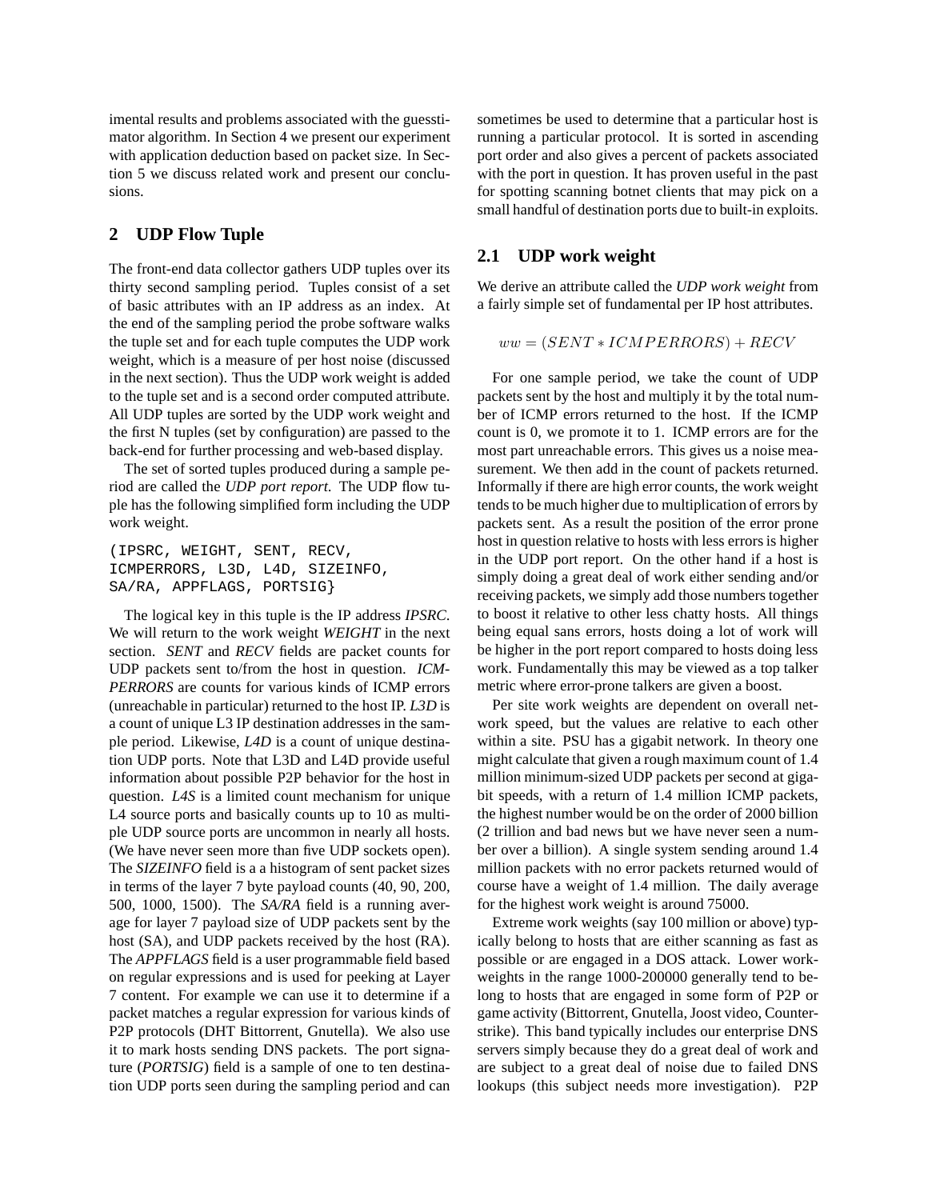imental results and problems associated with the guesstimator algorithm. In Section 4 we present our experiment with application deduction based on packet size. In Section 5 we discuss related work and present our conclusions.

## 2 UDP Flow Tuple

The front-end data collector gathers UDP tuples over its thirty second sampling period. Tuples consist of a set of basic attributes with an IP address as an index. At the end of the sampling period the probe software walks the tuple set and for each tuple computes the UDP work weight, which is a measure of per host noise (discussed in the next section). Thus the UDP work weight is added to the tuple set and is a second order computed attribute. All UDP tuples are sorted by the UDP work weight and the first N tuples (set by configuration) are passed to the back-end for further processing and web-based display.

The set of sorted tuples produced during a sample period are called the *UDP port report*. The UDP flow tuple has the following simplified form including the UDP work weight.

```
(IPSRC, WEIGHT, SENT, RECV,
ICMPERRORS, L3D, L4D, SIZEINFO,
SA/RA, APPFLAGS, PORTSIG}
```

The logical key in this tuple is the IP address *IPSRC*. We will return to the work weight *WEIGHT* in the next section. *SENT* and *RECV* fields are packet counts for UDP packets sent to/from the host in question. *ICMPERRORS* are counts for various kinds of ICMP errors (unreachable in particular) returned to the host IP. *L3D* is a count of unique L3 IP destination addresses in the sample period. Likewise, *L4D* is a count of unique destination UDP ports. Note that L3D and L4D provide useful information about possible P2P behavior for the host in question. *L4S* is a limited count mechanism for unique L4 source ports and basically counts up to 10 as multiple UDP source ports are uncommon in nearly all hosts. (We have never seen more than five UDP sockets open). The *SIZEINFO* field is a a histogram of sent packet sizes in terms of the layer 7 byte payload counts (40, 90, 200, 500, 1000, 1500). The *SA/RA* field is a running average for layer 7 payload size of UDP packets sent by the host (SA), and UDP packets received by the host (RA). The *APPFLAGS* field is a user programmable field based on regular expressions and is used for peeking at Layer 7 content. For example we can use it to determine if a packet matches a regular expression for various kinds of P2P protocols (DHT Bittorrent, Gnutella). We also use it to mark hosts sending DNS packets. The port signature (*PORTSIG*) field is a sample of one to ten destination UDP ports seen during the sampling period and can sometimes be used to determine that a particular host is running a particular protocol. It is sorted in ascending port order and also gives a percent of packets associated with the port in question. It has proven useful in the past for spotting scanning botnet clients that may pick on a small handful of destination ports due to built-in exploits.

### 2.1 UDP work weight

We derive an attribute called the *UDP work weight* from a fairly simple set of fundamental per IP host attributes.

$$ww = (SENT * ICMPERRORS) + RECV$$

For one sample period, we take the count of UDP packets sent by the host and multiply it by the total number of ICMP errors returned to the host. If the ICMP count is 0, we promote it to 1. ICMP errors are for the most part unreachable errors. This gives us a noise measurement. We then add in the count of packets returned. Informally if there are high error counts, the work weight tends to be much higher due to multiplication of errors by packets sent. As a result the position of the error prone host in question relative to hosts with less errors is higher in the UDP port report. On the other hand if a host is simply doing a great deal of work either sending and/or receiving packets, we simply add those numbers together to boost it relative to other less chatty hosts. All things being equal sans errors, hosts doing a lot of work will be higher in the port report compared to hosts doing less work. Fundamentally this may be viewed as a top talker metric where error-prone talkers are given a boost.

Per site work weights are dependent on overall network speed, but the values are relative to each other within a site. PSU has a gigabit network. In theory one might calculate that given a rough maximum count of 1.4 million minimum-sized UDP packets per second at gigabit speeds, with a return of 1.4 million ICMP packets, the highest number would be on the order of 2000 billion (2 trillion and bad news but we have never seen a number over a billion). A single system sending around 1.4 million packets with no error packets returned would of course have a weight of 1.4 million. The daily average for the highest work weight is around 75000.

Extreme work weights (say 100 million or above) typically belong to hosts that are either scanning as fast as possible or are engaged in a DOS attack. Lower work-weights in the range 1000-200000 generally tend to belong to hosts that are engaged in some form of P2P or game activity (Bittorrent, Gnutella, Joost video, Counterstrike). This band typically includes our enterprise DNS servers simply because they do a great deal of work and are subject to a great deal of noise due to failed DNS lookups (this subject needs more investigation). P2P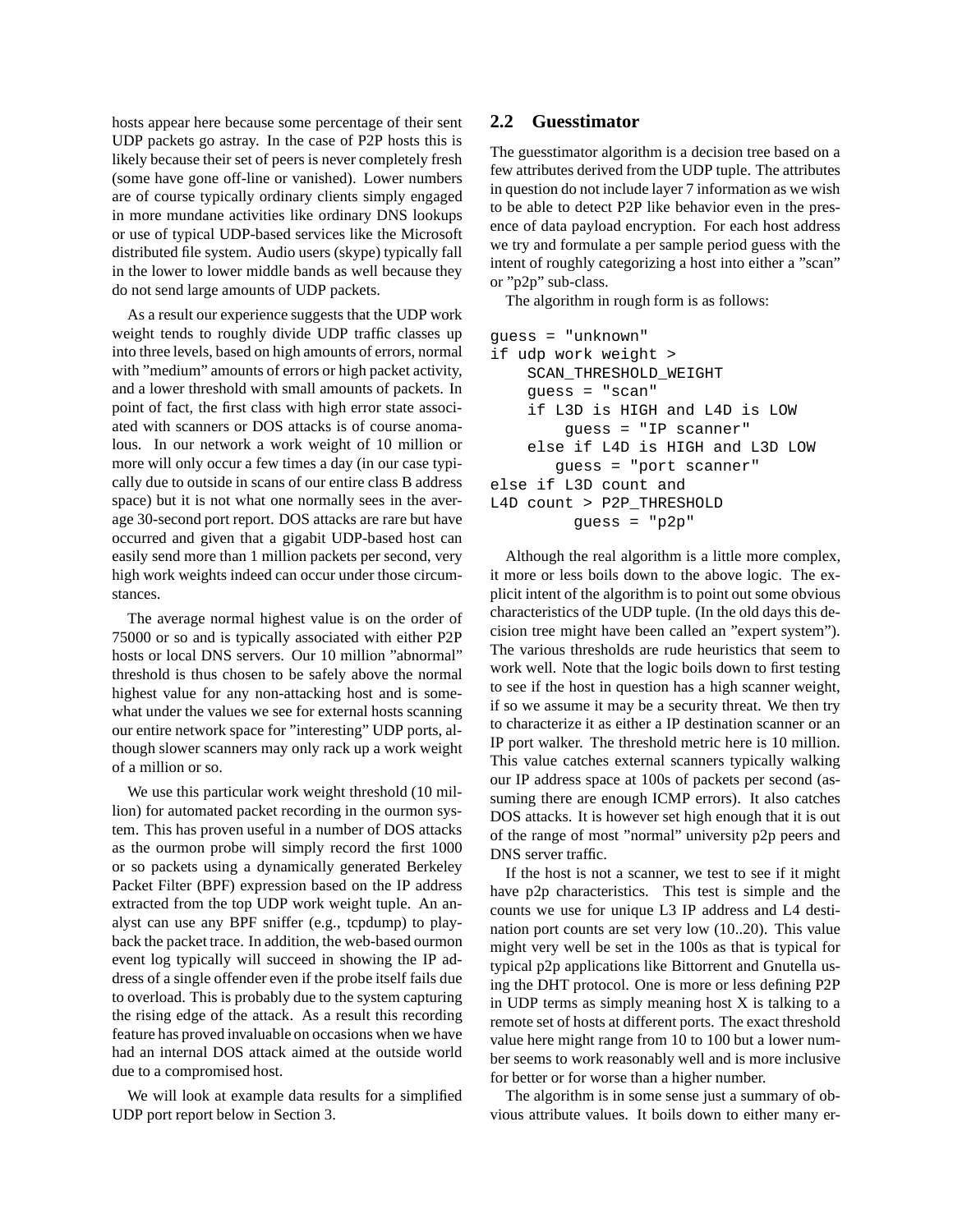hosts appear here because some percentage of their sent UDP packets go astray. In the case of P2P hosts this is likely because their set of peers is never completely fresh (some have gone off-line or vanished). Lower numbers are of course typically ordinary clients simply engaged in more mundane activities like ordinary DNS lookups or use of typical UDP-based services like the Microsoft distributed file system. Audio users (skype) typically fall in the lower to lower middle bands as well because they do not send large amounts of UDP packets.

As a result our experience suggests that the UDP work weight tends to roughly divide UDP traffic classes up into three levels, based on high amounts of errors, normal with "medium" amounts of errors or high packet activity, and a lower threshold with small amounts of packets. In point of fact, the first class with high error state associated with scanners or DOS attacks is of course anomalous. In our network a work weight of 10 million or more will only occur a few times a day (in our case typically due to outside in scans of our entire class B address space) but it is not what one normally sees in the average 30-second port report. DOS attacks are rare but have occurred and given that a gigabit UDP-based host can easily send more than 1 million packets per second, very high work weights indeed can occur under those circumstances.

The average normal highest value is on the order of 75000 or so and is typically associated with either P2P hosts or local DNS servers. Our 10 million "abnormal" threshold is thus chosen to be safely above the normal highest value for any non-attacking host and is somewhat under the values we see for external hosts scanning our entire network space for "interesting" UDP ports, although slower scanners may only rack up a work weight of a million or so.

We use this particular work weight threshold (10 million) for automated packet recording in the ourmon system. This has proven useful in a number of DOS attacks as the ourmon probe will simply record the first 1000 or so packets using a dynamically generated Berkeley Packet Filter (BPF) expression based on the IP address extracted from the top UDP work weight tuple. An analyst can use any BPF sniffer (e.g., tcpdump) to playback the packet trace. In addition, the web-based ourmon event log typically will succeed in showing the IP address of a single offender even if the probe itself fails due to overload. This is probably due to the system capturing the rising edge of the attack. As a result this recording feature has proved invaluable on occasions when we have had an internal DOS attack aimed at the outside world due to a compromised host.

We will look at example data results for a simplified UDP port report below in Section 3.

## 2.2 Guesstimator

The guesstimator algorithm is a decision tree based on a few attributes derived from the UDP tuple. The attributes in question do not include layer 7 information as we wish to be able to detect P2P like behavior even in the presence of data payload encryption. For each host address we try and formulate a per sample period guess with the intent of roughly categorizing a host into either a "scan" or "p2p" sub-class.

The algorithm in rough form is as follows:

```
guess = "unknown"
if udp work weight >
    SCAN_THRESHOLD_WEIGHT
    guess = "scan"
    if L3D is HIGH and L4D is LOW
        guess = "IP scanner"
    else if L4D is HIGH and L3D LOW
       guess = "port scanner"
else if L3D count and
L4D count > P2P_THRESHOLD
         guess = "p2p"
```

Although the real algorithm is a little more complex, it more or less boils down to the above logic. The explicit intent of the algorithm is to point out some obvious characteristics of the UDP tuple. (In the old days this decision tree might have been called an "expert system"). The various thresholds are rude heuristics that seem to work well. Note that the logic boils down to first testing to see if the host in question has a high scanner weight, if so we assume it may be a security threat. We then try to characterize it as either a IP destination scanner or an IP port walker. The threshold metric here is 10 million. This value catches external scanners typically walking our IP address space at 100s of packets per second (assuming there are enough ICMP errors). It also catches DOS attacks. It is however set high enough that it is out of the range of most "normal" university p2p peers and DNS server traffic.

If the host is not a scanner, we test to see if it might have p2p characteristics. This test is simple and the counts we use for unique L3 IP address and L4 destination port counts are set very low (10..20). This value might very well be set in the 100s as that is typical for typical p2p applications like Bittorrent and Gnutella using the DHT protocol. One is more or less defining P2P in UDP terms as simply meaning host X is talking to a remote set of hosts at different ports. The exact threshold value here might range from 10 to 100 but a lower number seems to work reasonably well and is more inclusive for better or for worse than a higher number.

The algorithm is in some sense just a summary of obvious attribute values. It boils down to either many er-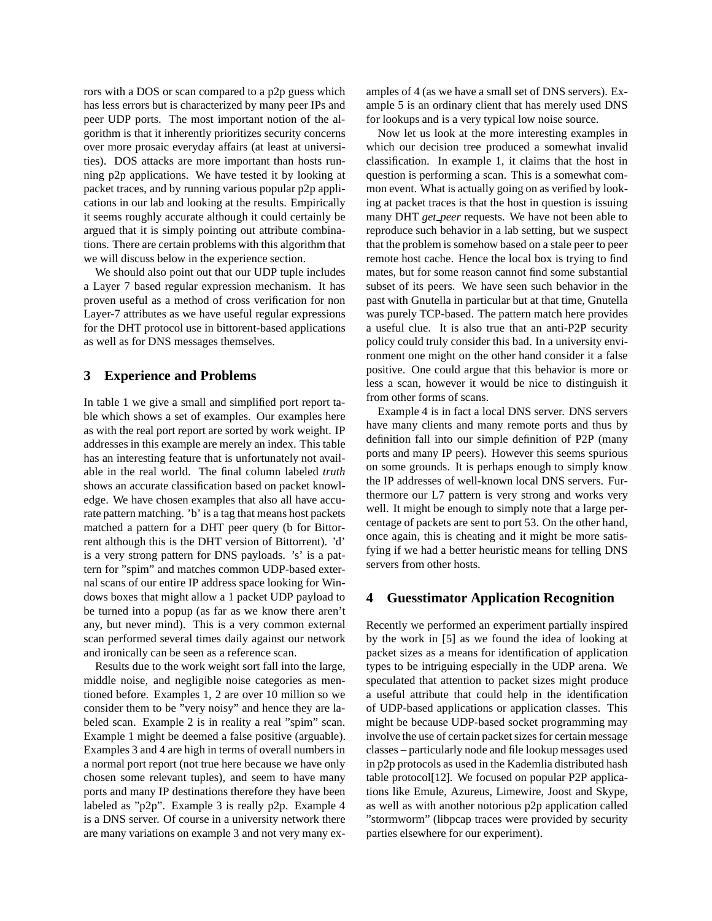rors with a DOS or scan compared to a p2p guess which has less errors but is characterized by many peer IPs and peer UDP ports. The most important notion of the algorithm is that it inherently prioritizes security concerns over more prosaic everyday affairs (at least at universities). DOS attacks are more important than hosts running p2p applications. We have tested it by looking at packet traces, and by running various popular p2p applications in our lab and looking at the results. Empirically it seems roughly accurate although it could certainly be argued that it is simply pointing out attribute combinations. There are certain problems with this algorithm that we will discuss below in the experience section.

We should also point out that our UDP tuple includes a Layer 7 based regular expression mechanism. It has proven useful as a method of cross verification for non Layer-7 attributes as we have useful regular expressions for the DHT protocol use in bittorent-based applications as well as for DNS messages themselves.

## 3 Experience and Problems

In table 1 we give a small and simplified port report table which shows a set of examples. Our examples here as with the real port report are sorted by work weight. IP addresses in this example are merely an index. This table has an interesting feature that is unfortunately not available in the real world. The final column labeled *truth* shows an accurate classification based on packet knowledge. We have chosen examples that also all have accurate pattern matching. 'b' is a tag that means host packets matched a pattern for a DHT peer query (b for Bittorrent although this is the DHT version of Bittorrent). 'd' is a very strong pattern for DNS payloads. 's' is a pattern for "spim" and matches common UDP-based external scans of our entire IP address space looking for Windows boxes that might allow a 1 packet UDP payload to be turned into a popup (as far as we know there aren't any, but never mind). This is a very common external scan performed several times daily against our network and ironically can be seen as a reference scan.

Results due to the work weight sort fall into the large, middle noise, and negligible noise categories as mentioned before. Examples 1, 2 are over 10 million so we consider them to be "very noisy" and hence they are labeled scan. Example 2 is in reality a real "spim" scan. Example 1 might be deemed a false positive (arguable). Examples 3 and 4 are high in terms of overall numbers in a normal port report (not true here because we have only chosen some relevant tuples), and seem to have many ports and many IP destinations therefore they have been labeled as "p2p". Example 3 is really p2p. Example 4 is a DNS server. Of course in a university network there are many variations on example 3 and not very many examples of 4 (as we have a small set of DNS servers). Example 5 is an ordinary client that has merely used DNS for lookups and is a very typical low noise source.

Now let us look at the more interesting examples in which our decision tree produced a somewhat invalid classification. In example 1, it claims that the host in question is performing a scan. This is a somewhat common event. What is actually going on as verified by looking at packet traces is that the host in question is issuing many DHT *get_peer* requests. We have not been able to reproduce such behavior in a lab setting, but we suspect that the problem is somehow based on a stale peer to peer remote host cache. Hence the local box is trying to find mates, but for some reason cannot find some substantial subset of its peers. We have seen such behavior in the past with Gnutella in particular but at that time, Gnutella was purely TCP-based. The pattern match here provides a useful clue. It is also true that an anti-P2P security policy could truly consider this bad. In a university environment one might on the other hand consider it a false positive. One could argue that this behavior is more or less a scan, however it would be nice to distinguish it from other forms of scans.

Example 4 is in fact a local DNS server. DNS servers have many clients and many remote ports and thus by definition fall into our simple definition of P2P (many ports and many IP peers). However this seems spurious on some grounds. It is perhaps enough to simply know the IP addresses of well-known local DNS servers. Furthermore our L7 pattern is very strong and works very well. It might be enough to simply note that a large percentage of packets are sent to port 53. On the other hand, once again, this is cheating and it might be more satisfying if we had a better heuristic means for telling DNS servers from other hosts.

## 4 Guesstimator Application Recognition

Recently we performed an experiment partially inspired by the work in [5] as we found the idea of looking at packet sizes as a means for identification of application types to be intriguing especially in the UDP arena. We speculated that attention to packet sizes might produce a useful attribute that could help in the identification of UDP-based applications or application classes. This might be because UDP-based socket programming may involve the use of certain packet sizes for certain message classes – particularly node and file lookup messages used in p2p protocols as used in the Kademlia distributed hash table protocol[12]. We focused on popular P2P applications like Emule, Azureus, Limewire, Joost and Skype, as well as with another notorious p2p application called "stormworm" (libpcap traces were provided by security parties elsewhere for our experiment).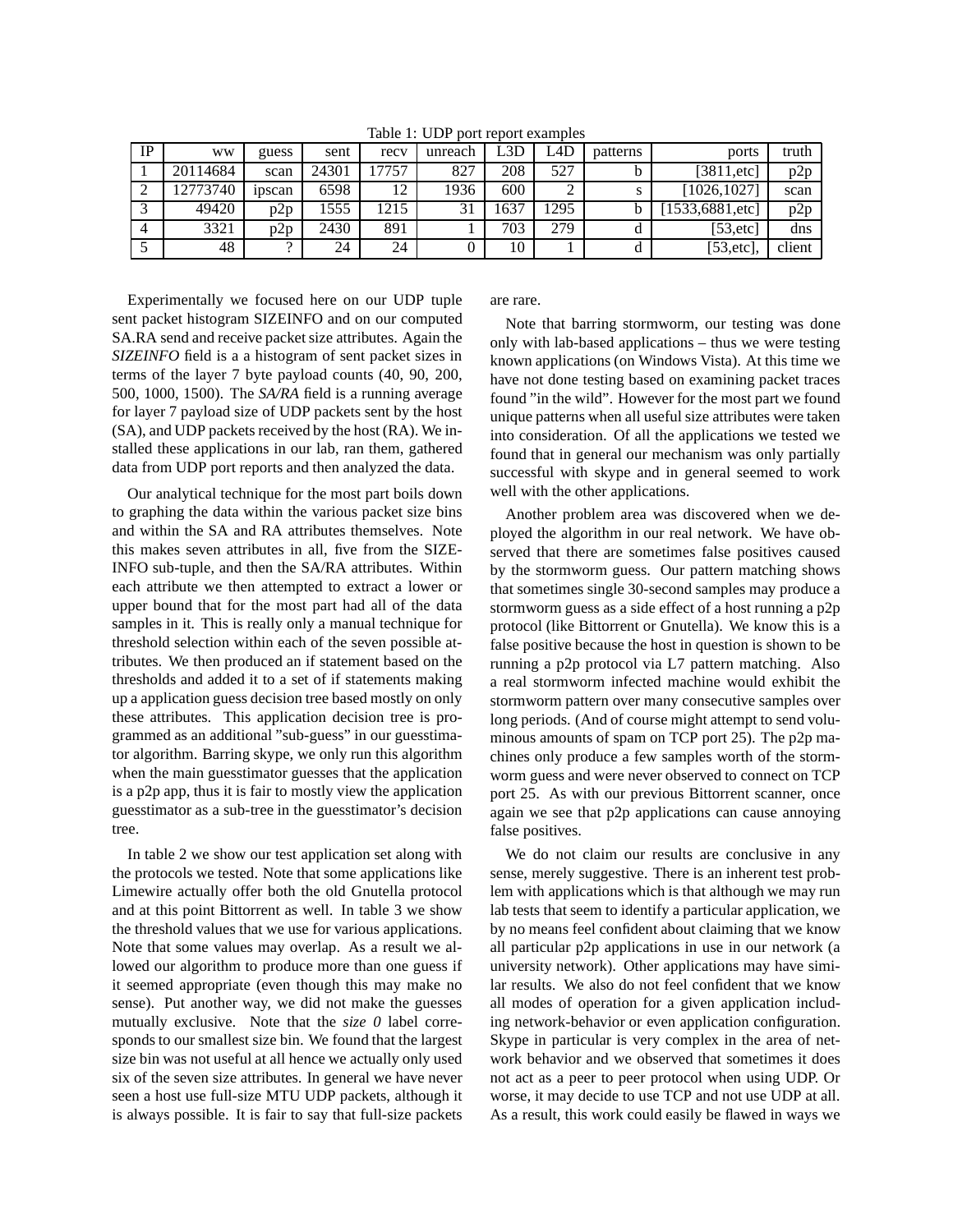Table 1: UDP port report examples

| IP | ww | guess | sent | recv | unreach | L3D | L4D | patterns | ports | truth |
|---|---|---|---|---|---|---|---|---|---|---|
| 1 | 20114684 | scan | 24301 | 17757 | 827 | 208 | 527 | b | [3811,etc] | p2p |
| 2 | 12773740 | ipscan | 6598 | 12 | 1936 | 600 | 2 | s | [1026,1027] | scan |
| 3 | 49420 | p2p | 1555 | 1215 | 31 | 1637 | 1295 | b | [1533,6881,etc] | p2p |
| 4 | 3321 | p2p | 2430 | 891 | 1 | 703 | 279 | d | [53,etc] | dns |
| 5 | 48 | ? | 24 | 24 | 0 | 10 | 1 | d | [53,etc], | client |

Experimentally we focused here on our UDP tuple sent packet histogram SIZEINFO and on our computed SA.RA send and receive packet size attributes. Again the *SIZEINFO* field is a a histogram of sent packet sizes in terms of the layer 7 byte payload counts (40, 90, 200, 500, 1000, 1500). The *SA/RA* field is a running average for layer 7 payload size of UDP packets sent by the host (SA), and UDP packets received by the host (RA). We installed these applications in our lab, ran them, gathered data from UDP port reports and then analyzed the data.

Our analytical technique for the most part boils down to graphing the data within the various packet size bins and within the SA and RA attributes themselves. Note this makes seven attributes in all, five from the SIZEINFO sub-tuple, and then the SA/RA attributes. Within each attribute we then attempted to extract a lower or upper bound that for the most part had all of the data samples in it. This is really only a manual technique for threshold selection within each of the seven possible attributes. We then produced an if statement based on the thresholds and added it to a set of if statements making up a application guess decision tree based mostly on only these attributes. This application decision tree is programmed as an additional "sub-guess" in our guesstimator algorithm. Barring skype, we only run this algorithm when the main guesstimator guesses that the application is a p2p app, thus it is fair to mostly view the application guesstimator as a sub-tree in the guesstimator's decision tree.

In table 2 we show our test application set along with the protocols we tested. Note that some applications like Limewire actually offer both the old Gnutella protocol and at this point Bittorrent as well. In table 3 we show the threshold values that we use for various applications. Note that some values may overlap. As a result we allowed our algorithm to produce more than one guess if it seemed appropriate (even though this may make no sense). Put another way, we did not make the guesses mutually exclusive. Note that the *size 0* label corresponds to our smallest size bin. We found that the largest size bin was not useful at all hence we actually only used six of the seven size attributes. In general we have never seen a host use full-size MTU UDP packets, although it is always possible. It is fair to say that full-size packets are rare.

Note that barring stormworm, our testing was done only with lab-based applications – thus we were testing known applications (on Windows Vista). At this time we have not done testing based on examining packet traces found "in the wild". However for the most part we found unique patterns when all useful size attributes were taken into consideration. Of all the applications we tested we found that in general our mechanism was only partially successful with skype and in general seemed to work well with the other applications.

Another problem area was discovered when we deployed the algorithm in our real network. We have observed that there are sometimes false positives caused by the stormworm guess. Our pattern matching shows that sometimes single 30-second samples may produce a stormworm guess as a side effect of a host running a p2p protocol (like Bittorrent or Gnutella). We know this is a false positive because the host in question is shown to be running a p2p protocol via L7 pattern matching. Also a real stormworm infected machine would exhibit the stormworm pattern over many consecutive samples over long periods. (And of course might attempt to send voluminous amounts of spam on TCP port 25). The p2p machines only produce a few samples worth of the stormworm guess and were never observed to connect on TCP port 25. As with our previous Bittorrent scanner, once again we see that p2p applications can cause annoying false positives.

We do not claim our results are conclusive in any sense, merely suggestive. There is an inherent test problem with applications which is that although we may run lab tests that seem to identify a particular application, we by no means feel confident about claiming that we know all particular p2p applications in use in our network (a university network). Other applications may have similar results. We also do not feel confident that we know all modes of operation for a given application including network-behavior or even application configuration. Skype in particular is very complex in the area of network behavior and we observed that sometimes it does not act as a peer to peer protocol when using UDP. Or worse, it may decide to use TCP and not use UDP at all. As a result, this work could easily be flawed in ways we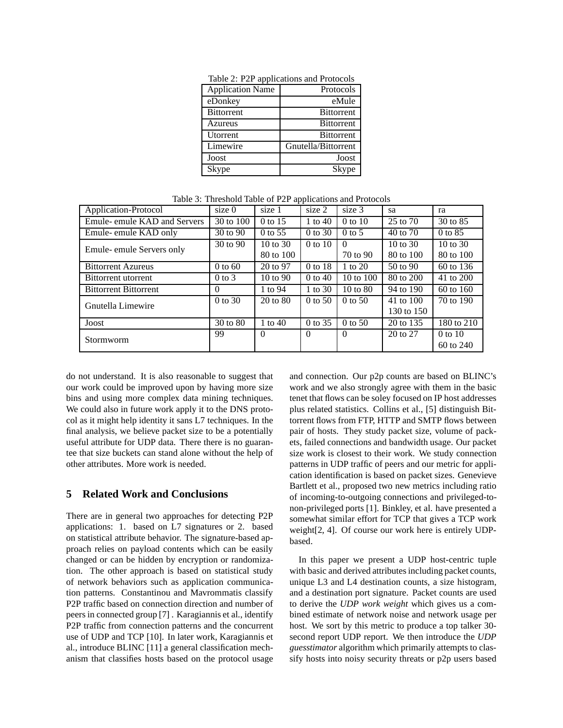Table 2: P2P applications and Protocols

| Application Name | Protocols |
|---|---|
| eDonkey | eMule |
| Bittorrent | Bittorrent |
| Azureus | Bittorrent |
| Utorrent | Bittorrent |
| Limewire | Gnutella/Bittorrent |
| Joost | Joost |
| Skype | Skype |

Table 3: Threshold Table of P2P applications and Protocols

| Application-Protocol | size 0 | size 1 | size 2 | size 3 | sa | ra |
|---|---|---|---|---|---|---|
| Emule- emule KAD and Servers | 30 to 100 | 0 to 15 | 1 to 40 | 0 to 10 | 25 to 70 | 30 to 85 |
| Emule- emule KAD only | 30 to 90 | 0 to 55 | 0 to 30 | 0 to 5 | 40 to 70 | 0 to 85 |
| Emule- emule Servers only | 30 to 90 | 10 to 30<br>80 to 100 | 0 to 10 | 0<br>70 to 90 | 10 to 30<br>80 to 100 | 10 to 30<br>80 to 100 |
| Bittorrent Azureus | 0 to 60 | 20 to 97 | 0 to 18 | 1 to 20 | 50 to 90 | 60 to 136 |
| Bittorrent utorrent | 0 to 3 | 10 to 90 | 0 to 40 | 10 to 100 | 80 to 200 | 41 to 200 |
| Bittorrent Bittorrent | 0 | 1 to 94 | 1 to 30 | 10 to 80 | 94 to 190 | 60 to 160 |
| Gnutella Limewire | 0 to 30 | 20 to 80 | 0 to 50 | 0 to 50 | 41 to 100<br>130 to 150 | 70 to 190 |
| Joost | 30 to 80 | 1 to 40 | 0 to 35 | 0 to 50 | 20 to 135 | 180 to 210 |
| Stormworm | 99 | 0 | 0 | 0 | 20 to 27 | 0 to 10<br>60 to 240 |

do not understand. It is also reasonable to suggest that our work could be improved upon by having more size bins and using more complex data mining techniques. We could also in future work apply it to the DNS protocol as it might help identity it sans L7 techniques. In the final analysis, we believe packet size to be a potentially useful attribute for UDP data. There there is no guarantee that size buckets can stand alone without the help of other attributes. More work is needed.

## 5 Related Work and Conclusions

There are in general two approaches for detecting P2P applications: 1. based on L7 signatures or 2. based on statistical attribute behavior. The signature-based approach relies on payload contents which can be easily changed or can be hidden by encryption or randomization. The other approach is based on statistical study of network behaviors such as application communication patterns. Constantinou and Mavrommatis classify P2P traffic based on connection direction and number of peers in connected group [7] . Karagiannis et al., identify P2P traffic from connection patterns and the concurrent use of UDP and TCP [10]. In later work, Karagiannis et al., introduce BLINC [11] a general classification mechanism that classifies hosts based on the protocol usage and connection. Our p2p counts are based on BLINC's work and we also strongly agree with them in the basic tenet that flows can be soley focused on IP host addresses plus related statistics. Collins et al., [5] distinguish Bittorrent flows from FTP, HTTP and SMTP flows between pair of hosts. They study packet size, volume of packets, failed connections and bandwidth usage. Our packet size work is closest to their work. We study connection patterns in UDP traffic of peers and our metric for application identification is based on packet sizes. Genevieve Bartlett et al., proposed two new metrics including ratio of incoming-to-outgoing connections and privileged-to-non-privileged ports [1]. Binkley, et al. have presented a somewhat similar effort for TCP that gives a TCP work weight[2, 4]. Of course our work here is entirely UDP-based.

In this paper we present a UDP host-centric tuple with basic and derived attributes including packet counts, unique L3 and L4 destination counts, a size histogram, and a destination port signature. Packet counts are used to derive the *UDP work weight* which gives us a combined estimate of network noise and network usage per host. We sort by this metric to produce a top talker 30-second report UDP report. We then introduce the *UDP guesstimator* algorithm which primarily attempts to classify hosts into noisy security threats or p2p users based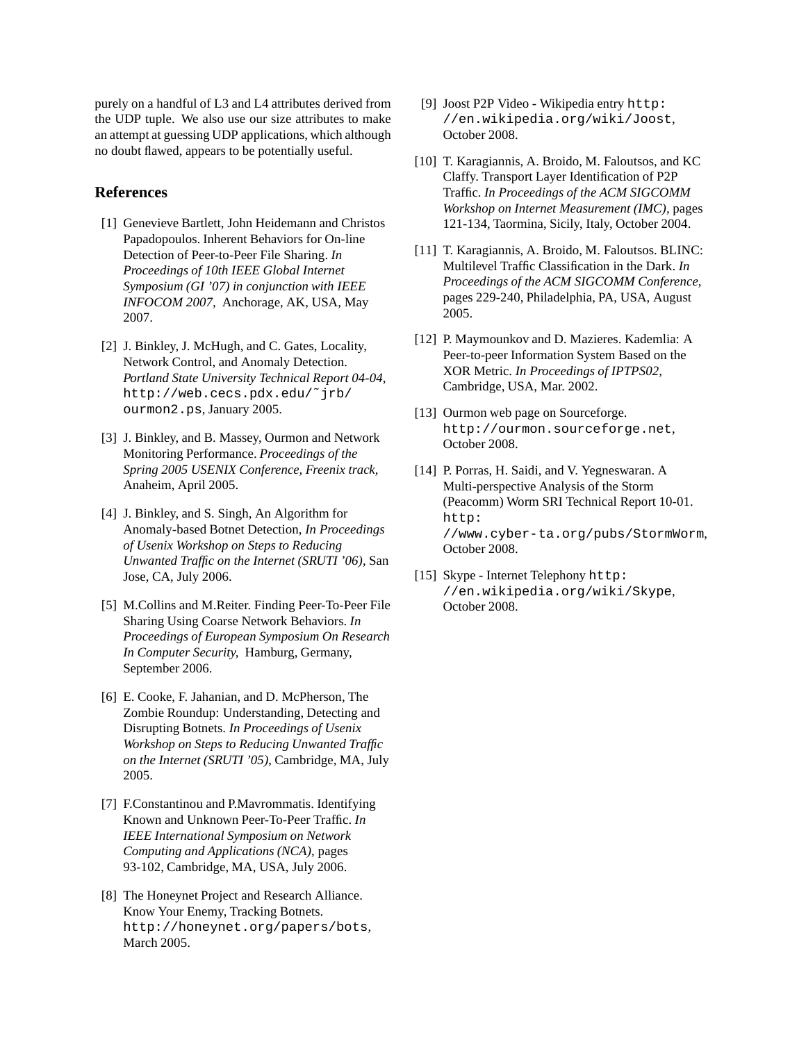purely on a handful of L3 and L4 attributes derived from the UDP tuple. We also use our size attributes to make an attempt at guessing UDP applications, which although no doubt flawed, appears to be potentially useful.

## References

[1] Genevieve Bartlett, John Heidemann and Christos Papadopoulos. Inherent Behaviors for On-line Detection of Peer-to-Peer File Sharing. *In Proceedings of 10th IEEE Global Internet Symposium (GI '07) in conjunction with IEEE INFOCOM 2007,* Anchorage, AK, USA, May 2007.

[2] J. Binkley, J. McHugh, and C. Gates, Locality, Network Control, and Anomaly Detection. *Portland State University Technical Report 04-04*, `http://web.cecs.pdx.edu/~jrb/ourmon2.ps`, January 2005.

[3] J. Binkley, and B. Massey, Ourmon and Network Monitoring Performance. *Proceedings of the Spring 2005 USENIX Conference, Freenix track*, Anaheim, April 2005.

[4] J. Binkley, and S. Singh, An Algorithm for Anomaly-based Botnet Detection, *In Proceedings of Usenix Workshop on Steps to Reducing Unwanted Traffic on the Internet (SRUTI '06)*, San Jose, CA, July 2006.

[5] M.Collins and M.Reiter. Finding Peer-To-Peer File Sharing Using Coarse Network Behaviors. *In Proceedings of European Symposium On Research In Computer Security,* Hamburg, Germany, September 2006.

[6] E. Cooke, F. Jahanian, and D. McPherson, The Zombie Roundup: Understanding, Detecting and Disrupting Botnets. *In Proceedings of Usenix Workshop on Steps to Reducing Unwanted Traffic on the Internet (SRUTI '05)*, Cambridge, MA, July 2005.

[7] F.Constantinou and P.Mavrommatis. Identifying Known and Unknown Peer-To-Peer Traffic. *In IEEE International Symposium on Network Computing and Applications (NCA)*, pages 93-102, Cambridge, MA, USA, July 2006.

[8] The Honeynet Project and Research Alliance. Know Your Enemy, Tracking Botnets. `http://honeynet.org/papers/bots`, March 2005.

[9] Joost P2P Video - Wikipedia entry `http://en.wikipedia.org/wiki/Joost`, October 2008.

[10] T. Karagiannis, A. Broido, M. Faloutsos, and KC Claffy. Transport Layer Identification of P2P Traffic. *In Proceedings of the ACM SIGCOMM Workshop on Internet Measurement (IMC)*, pages 121-134, Taormina, Sicily, Italy, October 2004.

[11] T. Karagiannis, A. Broido, M. Faloutsos. BLINC: Multilevel Traffic Classification in the Dark. *In Proceedings of the ACM SIGCOMM Conference,* pages 229-240, Philadelphia, PA, USA, August 2005.

[12] P. Maymounkov and D. Mazieres. Kademlia: A Peer-to-peer Information System Based on the XOR Metric. *In Proceedings of IPTPS02,* Cambridge, USA, Mar. 2002.

[13] Ourmon web page on Sourceforge. `http://ourmon.sourceforge.net`, October 2008.

[14] P. Porras, H. Saidi, and V. Yegneswaran. A Multi-perspective Analysis of the Storm (Peacomm) Worm SRI Technical Report 10-01. `http://www.cyber-ta.org/pubs/StormWorm`, October 2008.

[15] Skype - Internet Telephony `http://en.wikipedia.org/wiki/Skype`, October 2008.